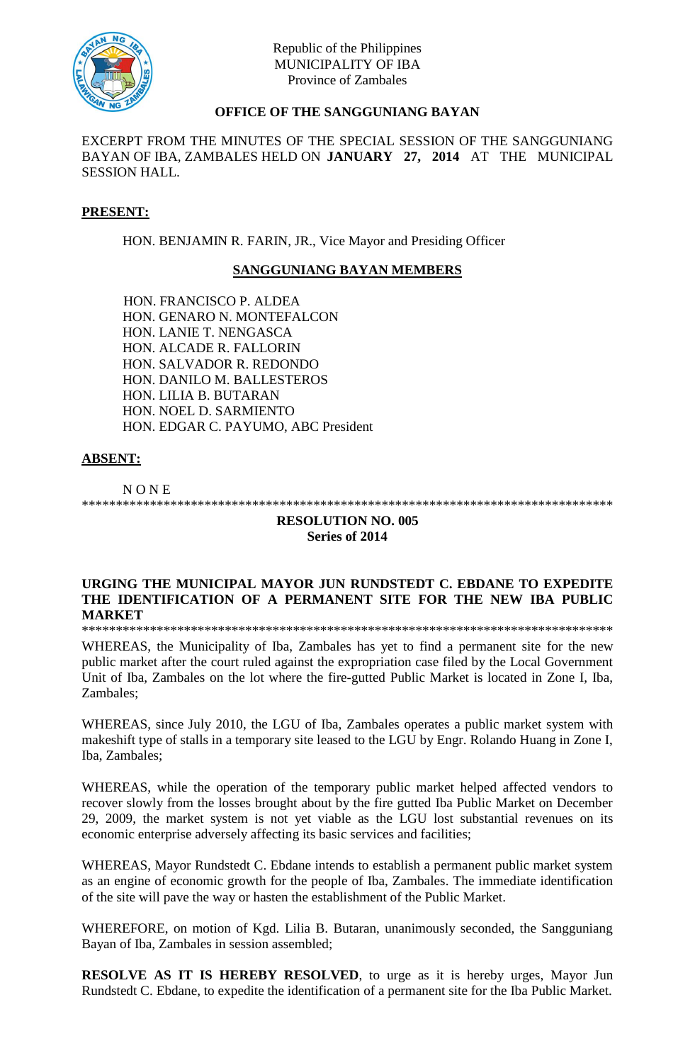Republic of the Philippines
MUNICIPALITY OF IBA
Province of Zambales

**OFFICE OF THE SANGGUNIANG BAYAN**

EXCERPT FROM THE MINUTES OF THE SPECIAL SESSION OF THE SANGGUNIANG BAYAN OF IBA, ZAMBALES HELD ON **JANUARY 27, 2014** AT THE MUNICIPAL SESSION HALL.

**PRESENT:**

HON. BENJAMIN R. FARIN, JR., Vice Mayor and Presiding Officer

**SANGGUNIANG BAYAN MEMBERS**

HON. FRANCISCO P. ALDEA
HON. GENARO N. MONTEFALCON
HON. LANIE T. NENGASCA
HON. ALCADE R. FALLORIN
HON. SALVADOR R. REDONDO
HON. DANILO M. BALLESTEROS
HON. LILIA B. BUTARAN
HON. NOEL D. SARMIENTO
HON. EDGAR C. PAYUMO, ABC President

**ABSENT:**

N O N E

******************************************************************************

**RESOLUTION NO. 005**
**Series of 2014**

**URGING THE MUNICIPAL MAYOR JUN RUNDSTEDT C. EBDANE TO EXPEDITE THE IDENTIFICATION OF A PERMANENT SITE FOR THE NEW IBA PUBLIC MARKET**

******************************************************************************

WHEREAS, the Municipality of Iba, Zambales has yet to find a permanent site for the new public market after the court ruled against the expropriation case filed by the Local Government Unit of Iba, Zambales on the lot where the fire-gutted Public Market is located in Zone I, Iba, Zambales;

WHEREAS, since July 2010, the LGU of Iba, Zambales operates a public market system with makeshift type of stalls in a temporary site leased to the LGU by Engr. Rolando Huang in Zone I, Iba, Zambales;

WHEREAS, while the operation of the temporary public market helped affected vendors to recover slowly from the losses brought about by the fire gutted Iba Public Market on December 29, 2009, the market system is not yet viable as the LGU lost substantial revenues on its economic enterprise adversely affecting its basic services and facilities;

WHEREAS, Mayor Rundstedt C. Ebdane intends to establish a permanent public market system as an engine of economic growth for the people of Iba, Zambales. The immediate identification of the site will pave the way or hasten the establishment of the Public Market.

WHEREFORE, on motion of Kgd. Lilia B. Butaran, unanimously seconded, the Sangguniang Bayan of Iba, Zambales in session assembled;

**RESOLVE AS IT IS HEREBY RESOLVED**, to urge as it is hereby urges, Mayor Jun Rundstedt C. Ebdane, to expedite the identification of a permanent site for the Iba Public Market.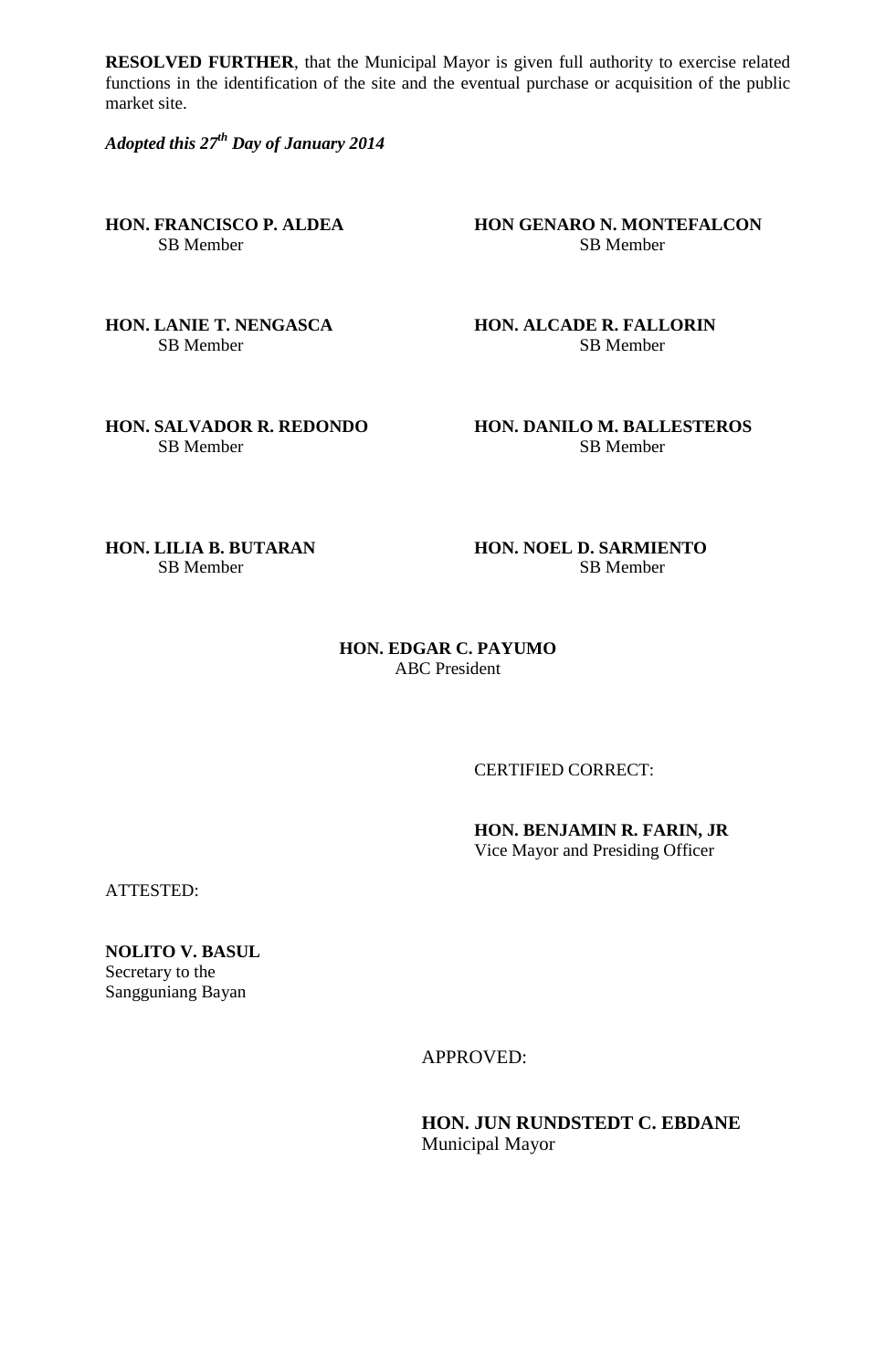**RESOLVED FURTHER**, that the Municipal Mayor is given full authority to exercise related functions in the identification of the site and the eventual purchase or acquisition of the public market site.

***Adopted this 27th Day of January 2014***

**HON. FRANCISCO P. ALDEA**
SB Member

**HON GENARO N. MONTEFALCON**
SB Member

**HON. LANIE T. NENGASCA**
SB Member

**HON. ALCADE R. FALLORIN**
SB Member

**HON. SALVADOR R. REDONDO**
SB Member

**HON. DANILO M. BALLESTEROS**
SB Member

**HON. LILIA B. BUTARAN**
SB Member

**HON. NOEL D. SARMIENTO**
SB Member

**HON. EDGAR C. PAYUMO**
ABC President

CERTIFIED CORRECT:

**HON. BENJAMIN R. FARIN, JR**
Vice Mayor and Presiding Officer

ATTESTED:

**NOLITO V. BASUL**
Secretary to the
Sangguniang Bayan

APPROVED:

**HON. JUN RUNDSTEDT C. EBDANE**
Municipal Mayor